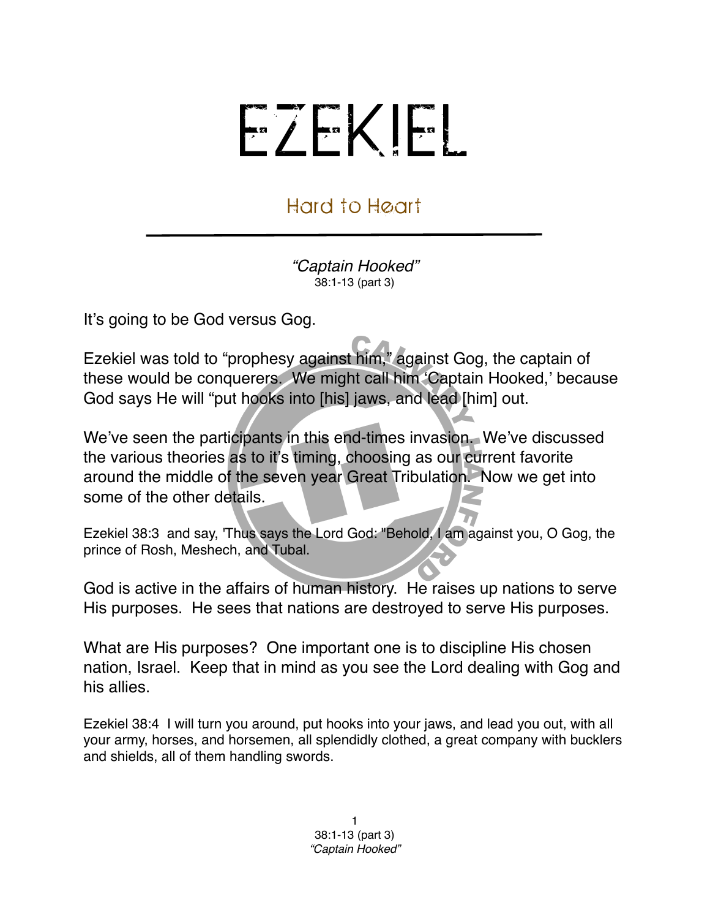# EZEKIEL

## Hard to Heart

*"Captain Hooked"*
38:1-13 (part 3)

It's going to be God versus Gog.

Ezekiel was told to "prophesy against him," against Gog, the captain of these would be conquerers. We might call him 'Captain Hooked,' because God says He will "put hooks into [his] jaws, and lead [him] out.

We've seen the participants in this end-times invasion. We've discussed the various theories as to it's timing, choosing as our current favorite around the middle of the seven year Great Tribulation. Now we get into some of the other details.

Ezekiel 38:3 and say, 'Thus says the Lord God: "Behold, I am against you, O Gog, the prince of Rosh, Meshech, and Tubal.

God is active in the affairs of human history. He raises up nations to serve His purposes. He sees that nations are destroyed to serve His purposes.

What are His purposes? One important one is to discipline His chosen nation, Israel. Keep that in mind as you see the Lord dealing with Gog and his allies.

Ezekiel 38:4 I will turn you around, put hooks into your jaws, and lead you out, with all your army, horses, and horsemen, all splendidly clothed, a great company with bucklers and shields, all of them handling swords.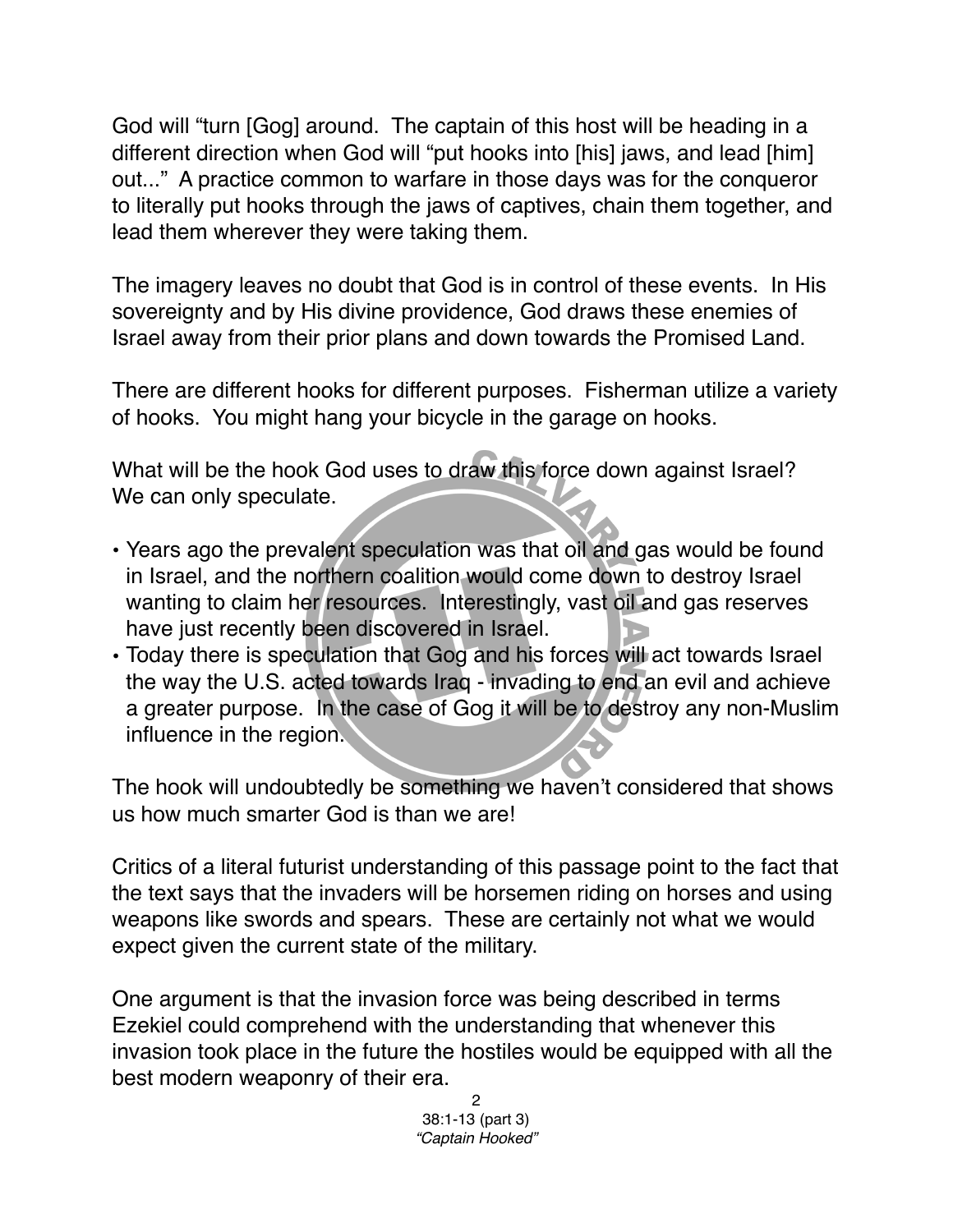God will "turn [Gog] around. The captain of this host will be heading in a different direction when God will "put hooks into [his] jaws, and lead [him] out..." A practice common to warfare in those days was for the conqueror to literally put hooks through the jaws of captives, chain them together, and lead them wherever they were taking them.

The imagery leaves no doubt that God is in control of these events. In His sovereignty and by His divine providence, God draws these enemies of Israel away from their prior plans and down towards the Promised Land.

There are different hooks for different purposes. Fisherman utilize a variety of hooks. You might hang your bicycle in the garage on hooks.

What will be the hook God uses to draw this force down against Israel? We can only speculate.

- Years ago the prevalent speculation was that oil and gas would be found in Israel, and the northern coalition would come down to destroy Israel wanting to claim her resources. Interestingly, vast oil and gas reserves have just recently been discovered in Israel.
- Today there is speculation that Gog and his forces will act towards Israel the way the U.S. acted towards Iraq - invading to end an evil and achieve a greater purpose. In the case of Gog it will be to destroy any non-Muslim influence in the region.

The hook will undoubtedly be something we haven't considered that shows us how much smarter God is than we are!

Critics of a literal futurist understanding of this passage point to the fact that the text says that the invaders will be horsemen riding on horses and using weapons like swords and spears. These are certainly not what we would expect given the current state of the military.

One argument is that the invasion force was being described in terms Ezekiel could comprehend with the understanding that whenever this invasion took place in the future the hostiles would be equipped with all the best modern weaponry of their era.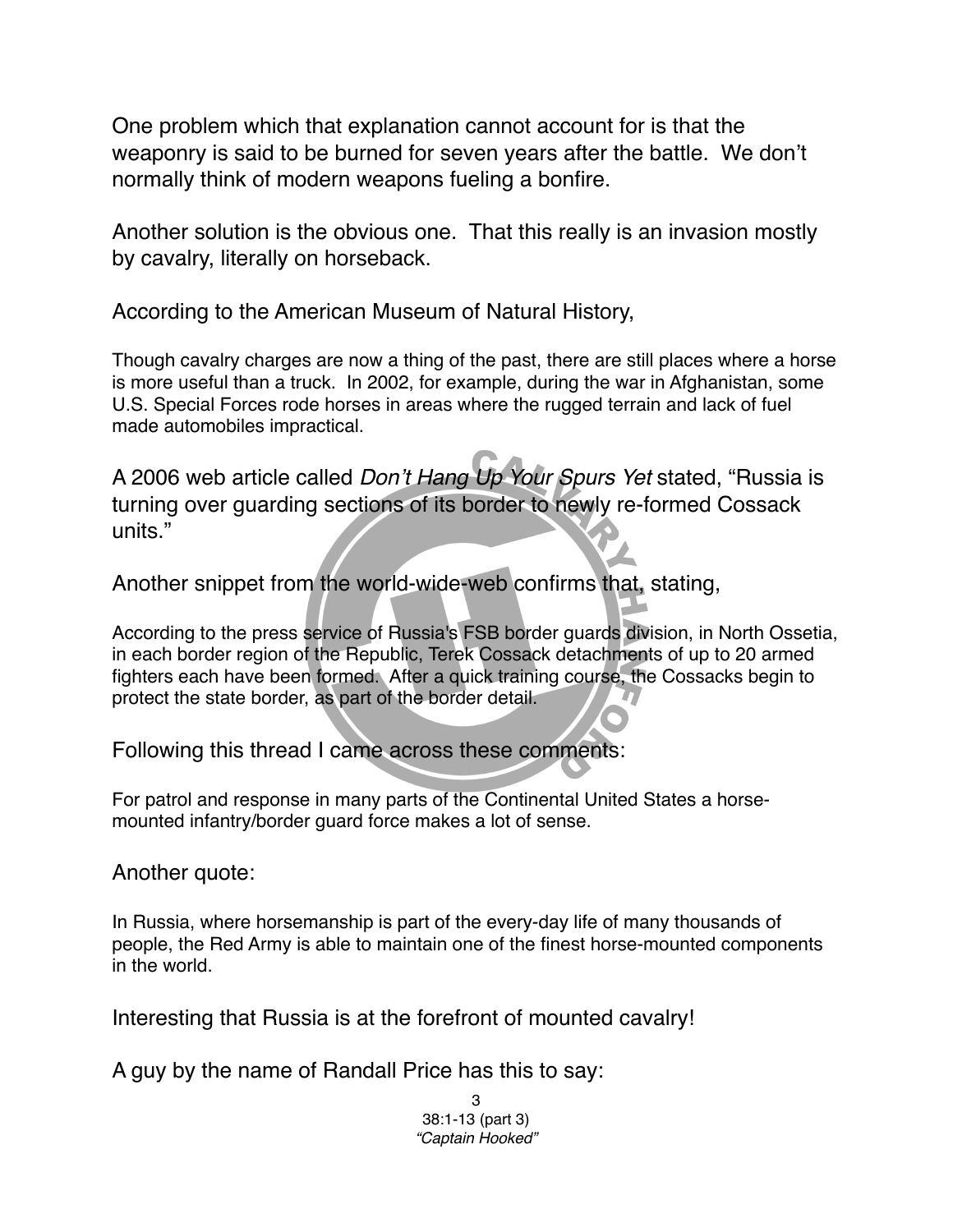One problem which that explanation cannot account for is that the weaponry is said to be burned for seven years after the battle. We don't normally think of modern weapons fueling a bonfire.

Another solution is the obvious one. That this really is an invasion mostly by cavalry, literally on horseback.

According to the American Museum of Natural History,

> Though cavalry charges are now a thing of the past, there are still places where a horse is more useful than a truck. In 2002, for example, during the war in Afghanistan, some U.S. Special Forces rode horses in areas where the rugged terrain and lack of fuel made automobiles impractical.

A 2006 web article called *Don't Hang Up Your Spurs Yet* stated, "Russia is turning over guarding sections of its border to newly re-formed Cossack units."

Another snippet from the world-wide-web confirms that, stating,

> According to the press service of Russia's FSB border guards division, in North Ossetia, in each border region of the Republic, Terek Cossack detachments of up to 20 armed fighters each have been formed. After a quick training course, the Cossacks begin to protect the state border, as part of the border detail.

Following this thread I came across these comments:

> For patrol and response in many parts of the Continental United States a horse-mounted infantry/border guard force makes a lot of sense.

Another quote:

> In Russia, where horsemanship is part of the every-day life of many thousands of people, the Red Army is able to maintain one of the finest horse-mounted components in the world.

Interesting that Russia is at the forefront of mounted cavalry!

A guy by the name of Randall Price has this to say: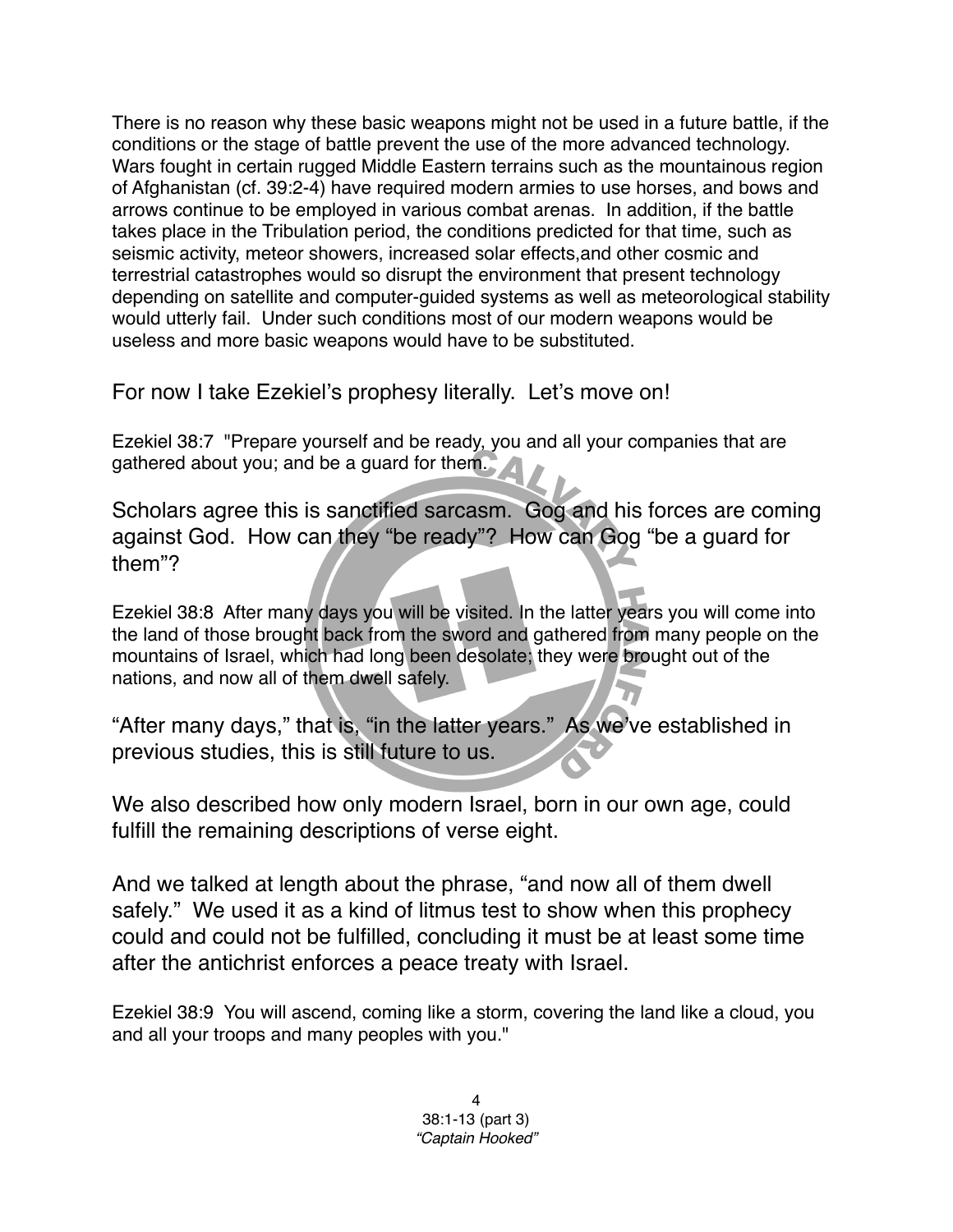There is no reason why these basic weapons might not be used in a future battle, if the conditions or the stage of battle prevent the use of the more advanced technology. Wars fought in certain rugged Middle Eastern terrains such as the mountainous region of Afghanistan (cf. 39:2-4) have required modern armies to use horses, and bows and arrows continue to be employed in various combat arenas. In addition, if the battle takes place in the Tribulation period, the conditions predicted for that time, such as seismic activity, meteor showers, increased solar effects,and other cosmic and terrestrial catastrophes would so disrupt the environment that present technology depending on satellite and computer-guided systems as well as meteorological stability would utterly fail. Under such conditions most of our modern weapons would be useless and more basic weapons would have to be substituted.

For now I take Ezekiel's prophesy literally. Let's move on!

Ezekiel 38:7 "Prepare yourself and be ready, you and all your companies that are gathered about you; and be a guard for them.

Scholars agree this is sanctified sarcasm. Gog and his forces are coming against God. How can they "be ready"? How can Gog "be a guard for them"?

Ezekiel 38:8 After many days you will be visited. In the latter years you will come into the land of those brought back from the sword and gathered from many people on the mountains of Israel, which had long been desolate; they were brought out of the nations, and now all of them dwell safely.

"After many days," that is, "in the latter years." As we've established in previous studies, this is still future to us.

We also described how only modern Israel, born in our own age, could fulfill the remaining descriptions of verse eight.

And we talked at length about the phrase, "and now all of them dwell safely." We used it as a kind of litmus test to show when this prophecy could and could not be fulfilled, concluding it must be at least some time after the antichrist enforces a peace treaty with Israel.

Ezekiel 38:9 You will ascend, coming like a storm, covering the land like a cloud, you and all your troops and many peoples with you."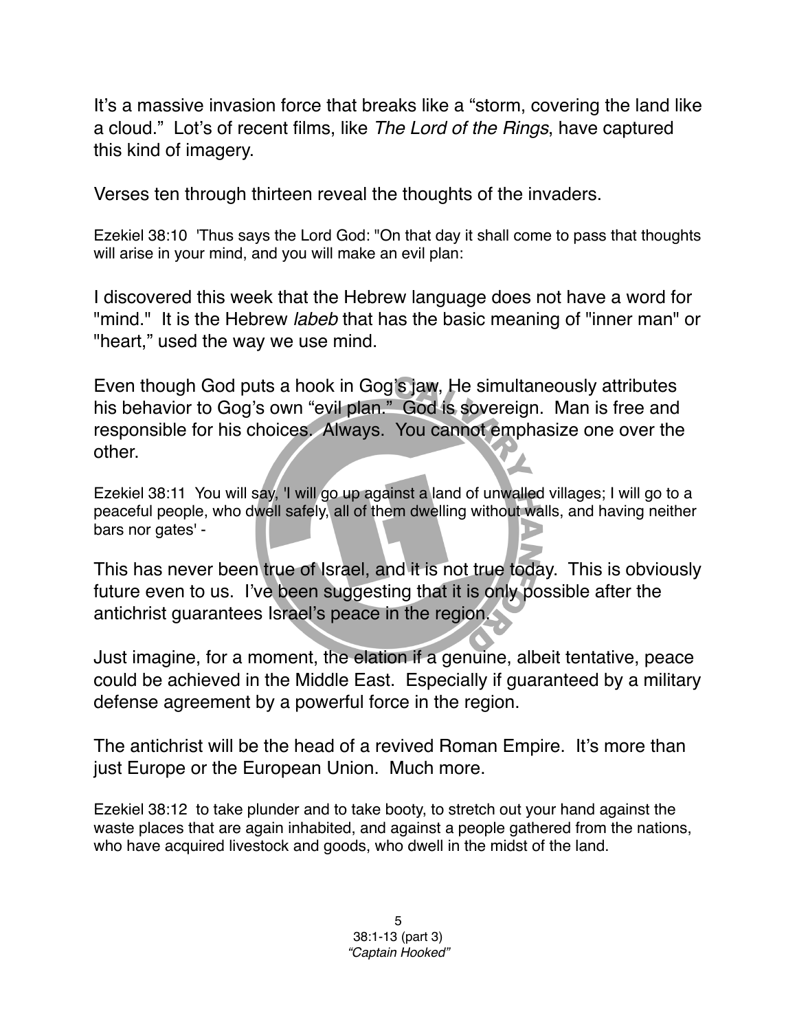It's a massive invasion force that breaks like a "storm, covering the land like a cloud." Lot's of recent films, like *The Lord of the Rings*, have captured this kind of imagery.

Verses ten through thirteen reveal the thoughts of the invaders.

Ezekiel 38:10 'Thus says the Lord God: "On that day it shall come to pass that thoughts will arise in your mind, and you will make an evil plan:

I discovered this week that the Hebrew language does not have a word for "mind." It is the Hebrew *labeb* that has the basic meaning of "inner man" or "heart," used the way we use mind.

Even though God puts a hook in Gog's jaw, He simultaneously attributes his behavior to Gog's own "evil plan." God is sovereign. Man is free and responsible for his choices. Always. You cannot emphasize one over the other.

Ezekiel 38:11 You will say, 'I will go up against a land of unwalled villages; I will go to a peaceful people, who dwell safely, all of them dwelling without walls, and having neither bars nor gates' -

This has never been true of Israel, and it is not true today. This is obviously future even to us. I've been suggesting that it is only possible after the antichrist guarantees Israel's peace in the region.

Just imagine, for a moment, the elation if a genuine, albeit tentative, peace could be achieved in the Middle East. Especially if guaranteed by a military defense agreement by a powerful force in the region.

The antichrist will be the head of a revived Roman Empire. It's more than just Europe or the European Union. Much more.

Ezekiel 38:12 to take plunder and to take booty, to stretch out your hand against the waste places that are again inhabited, and against a people gathered from the nations, who have acquired livestock and goods, who dwell in the midst of the land.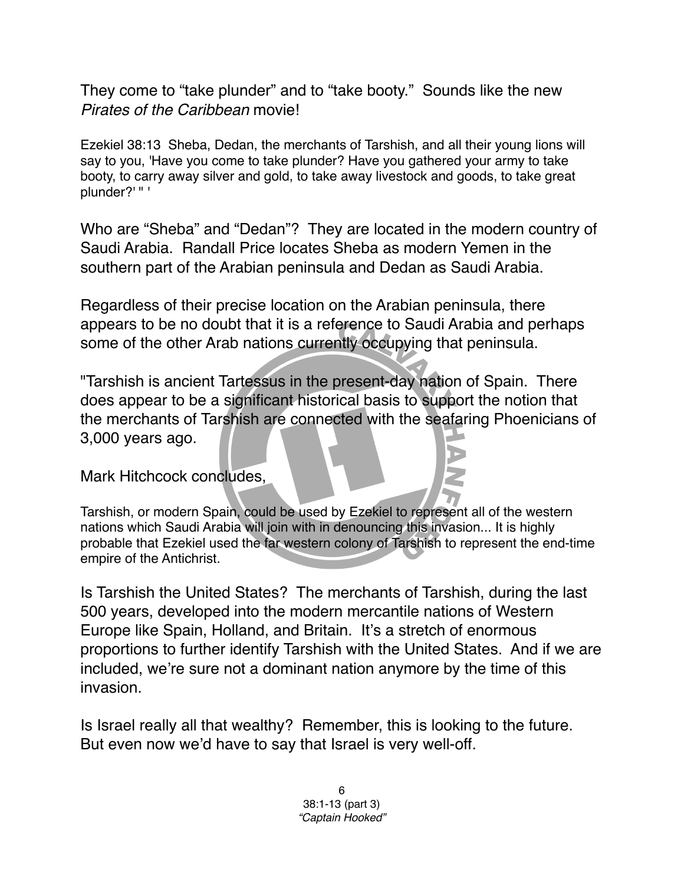They come to “take plunder” and to “take booty.” Sounds like the new *Pirates of the Caribbean* movie!

Ezekiel 38:13 Sheba, Dedan, the merchants of Tarshish, and all their young lions will say to you, 'Have you come to take plunder? Have you gathered your army to take booty, to carry away silver and gold, to take away livestock and goods, to take great plunder?' " '

Who are “Sheba” and “Dedan”? They are located in the modern country of Saudi Arabia. Randall Price locates Sheba as modern Yemen in the southern part of the Arabian peninsula and Dedan as Saudi Arabia.

Regardless of their precise location on the Arabian peninsula, there appears to be no doubt that it is a reference to Saudi Arabia and perhaps some of the other Arab nations currently occupying that peninsula.

"Tarshish is ancient Tartessus in the present-day nation of Spain. There does appear to be a significant historical basis to support the notion that the merchants of Tarshish are connected with the seafaring Phoenicians of 3,000 years ago.

Mark Hitchcock concludes,

Tarshish, or modern Spain, could be used by Ezekiel to represent all of the western nations which Saudi Arabia will join with in denouncing this invasion... It is highly probable that Ezekiel used the far western colony of Tarshish to represent the end-time empire of the Antichrist.

Is Tarshish the United States? The merchants of Tarshish, during the last 500 years, developed into the modern mercantile nations of Western Europe like Spain, Holland, and Britain. It’s a stretch of enormous proportions to further identify Tarshish with the United States. And if we are included, we’re sure not a dominant nation anymore by the time of this invasion.

Is Israel really all that wealthy? Remember, this is looking to the future. But even now we’d have to say that Israel is very well-off.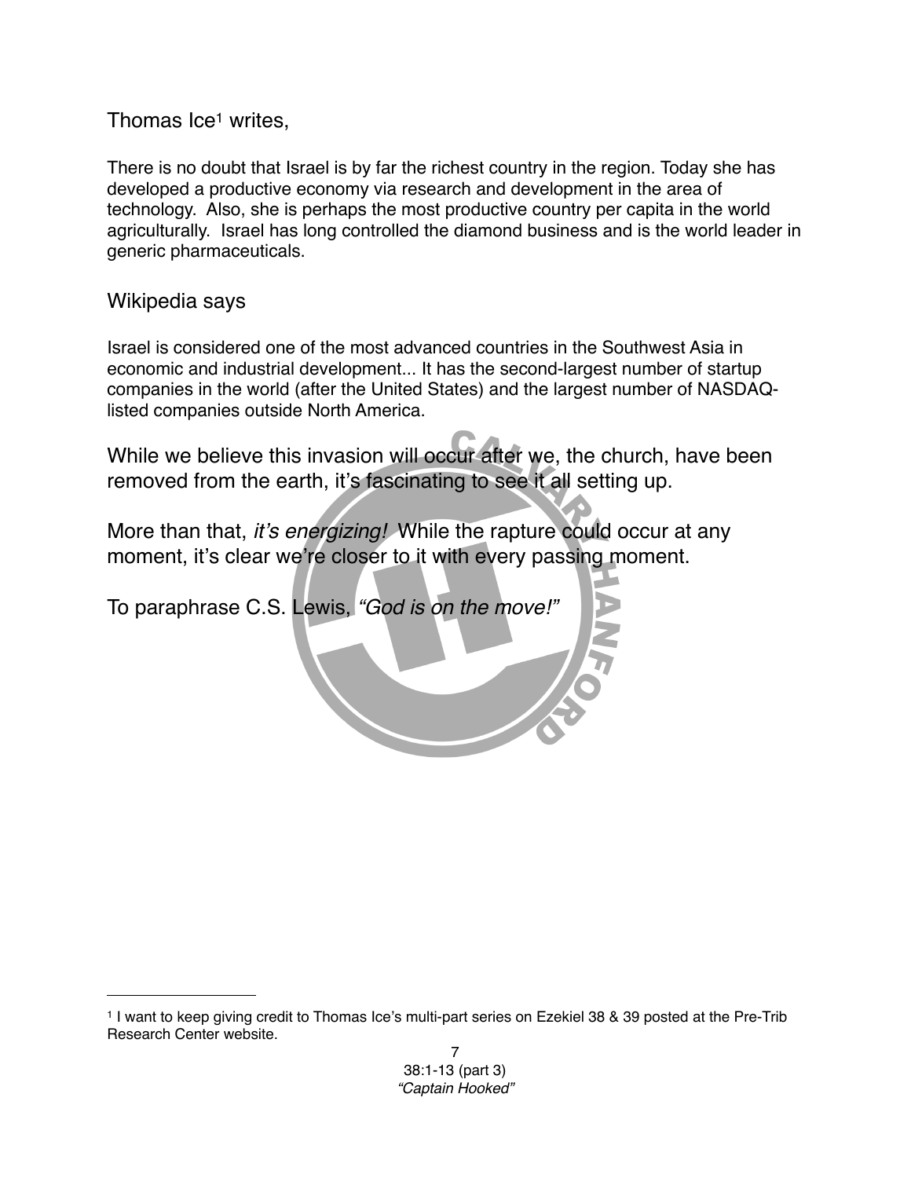Thomas Ice[1] writes,

There is no doubt that Israel is by far the richest country in the region. Today she has developed a productive economy via research and development in the area of technology. Also, she is perhaps the most productive country per capita in the world agriculturally. Israel has long controlled the diamond business and is the world leader in generic pharmaceuticals.

Wikipedia says

Israel is considered one of the most advanced countries in the Southwest Asia in economic and industrial development... It has the second-largest number of startup companies in the world (after the United States) and the largest number of NASDAQ-listed companies outside North America.

While we believe this invasion will occur after we, the church, have been removed from the earth, it's fascinating to see it all setting up.

More than that, *it's energizing!* While the rapture could occur at any moment, it's clear we're closer to it with every passing moment.

To paraphrase C.S. Lewis, *"God is on the move!"*

---

[1] I want to keep giving credit to Thomas Ice's multi-part series on Ezekiel 38 & 39 posted at the Pre-Trib Research Center website.